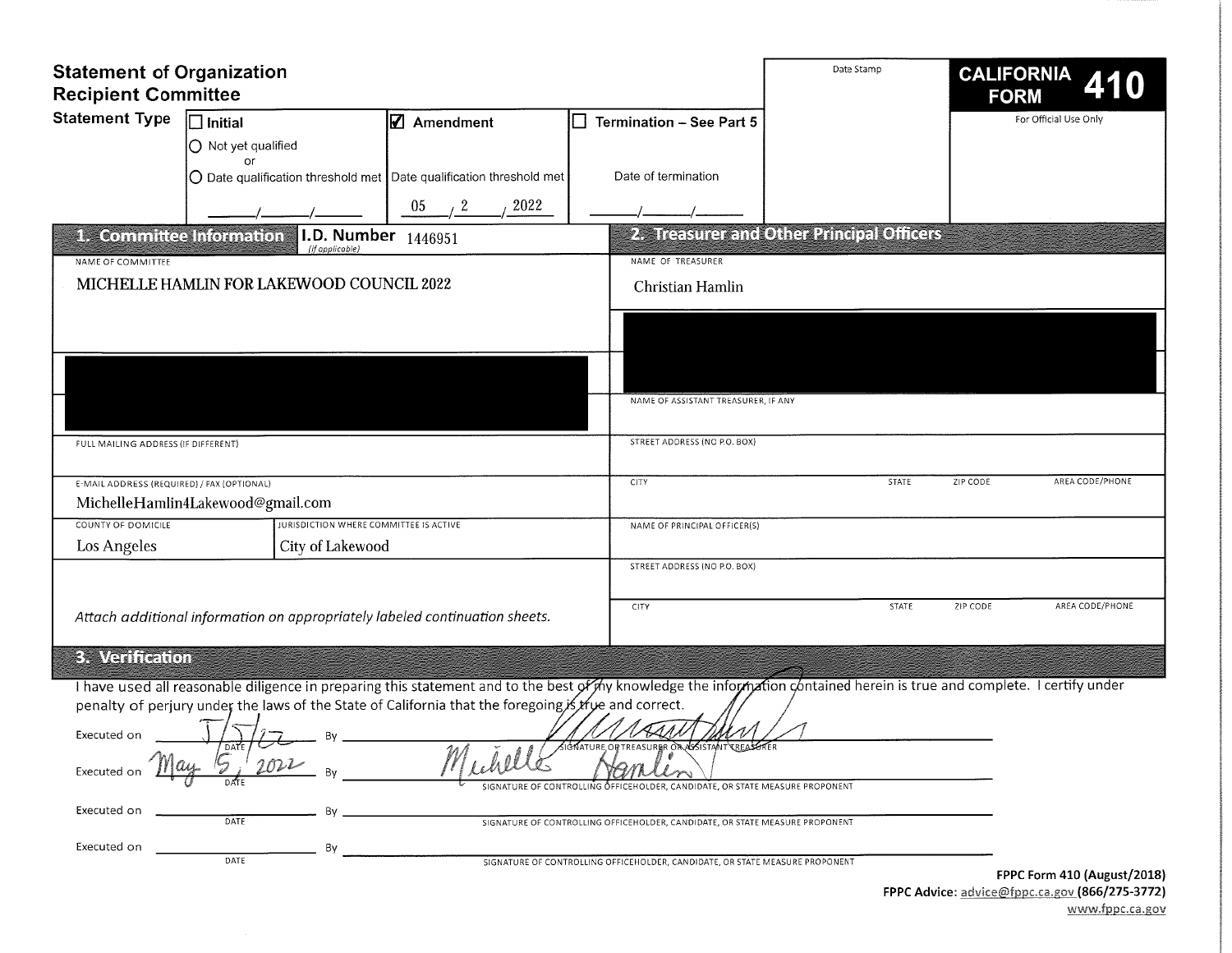# Statement of Organization Recipient Committee

**CALIFORNIA FORM 410**

Date Stamp

For Official Use Only

**Statement Type**

| ☐ Initial | ☑ Amendment | ☐ Termination – See Part 5 |
|---|---|---|
| ○ Not yet qualified or ○ Date qualification threshold met | Date qualification threshold met | Date of termination |
| \_\_\_/\_\_\_/\_\_\_ | 05 / 2 / 2022 | \_\_\_/\_\_\_/\_\_\_ |

## 1. Committee Information

**I.D. Number** *(if applicable)* 1446951

NAME OF COMMITTEE

MICHELLE HAMLIN FOR LAKEWOOD COUNCIL 2022

[REDACTED]

FULL MAILING ADDRESS (IF DIFFERENT)

E-MAIL ADDRESS (REQUIRED) / FAX (OPTIONAL)

MichelleHamlin4Lakewood@gmail.com

| COUNTY OF DOMICILE | JURISDICTION WHERE COMMITTEE IS ACTIVE |
|---|---|
| Los Angeles | City of Lakewood |

*Attach additional information on appropriately labeled continuation sheets.*

## 2. Treasurer and Other Principal Officers

NAME OF TREASURER

Christian Hamlin

[REDACTED]

NAME OF ASSISTANT TREASURER, IF ANY

STREET ADDRESS (NO P.O. BOX)

| CITY | STATE | ZIP CODE | AREA CODE/PHONE |
|---|---|---|---|
| | | | |

NAME OF PRINCIPAL OFFICER(S)

STREET ADDRESS (NO P.O. BOX)

| CITY | STATE | ZIP CODE | AREA CODE/PHONE |
|---|---|---|---|
| | | | |

## 3. Verification

I have used all reasonable diligence in preparing this statement and to the best of my knowledge the information contained herein is true and complete. I certify under penalty of perjury under the laws of the State of California that the foregoing is true and correct.

Executed on 5/5/22 (DATE) By [signature] SIGNATURE OF TREASURER OR ASSISTANT TREASURER

Executed on May 5, 2022 (DATE) By Michelle Hamlin SIGNATURE OF CONTROLLING OFFICEHOLDER, CANDIDATE, OR STATE MEASURE PROPONENT

Executed on \_\_\_\_\_\_\_\_ (DATE) By \_\_\_\_\_\_\_\_ SIGNATURE OF CONTROLLING OFFICEHOLDER, CANDIDATE, OR STATE MEASURE PROPONENT

Executed on \_\_\_\_\_\_\_\_ (DATE) By \_\_\_\_\_\_\_\_ SIGNATURE OF CONTROLLING OFFICEHOLDER, CANDIDATE, OR STATE MEASURE PROPONENT

**FPPC Form 410 (August/2018)**
**FPPC Advice:** advice@fppc.ca.gov **(866/275-3772)**
www.fppc.ca.gov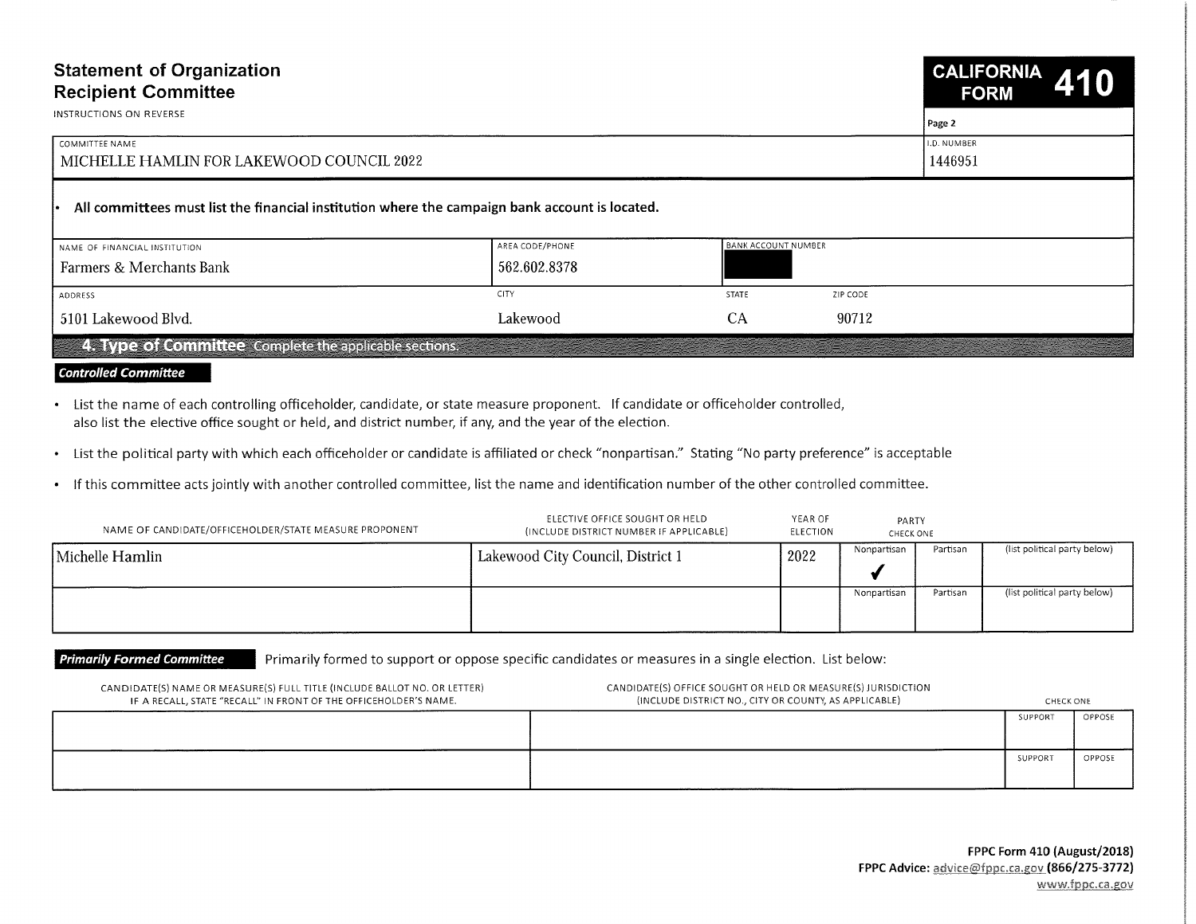# Statement of Organization
## Recipient Committee

INSTRUCTIONS ON REVERSE

**CALIFORNIA FORM 410**

Page 2

| COMMITTEE NAME | I.D. NUMBER |
|---|---|
| MICHELLE HAMLIN FOR LAKEWOOD COUNCIL 2022 | 1446951 |

- **All committees must list the financial institution where the campaign bank account is located.**

| NAME OF FINANCIAL INSTITUTION | AREA CODE/PHONE | BANK ACCOUNT NUMBER | |
|---|---|---|---|
| Farmers & Merchants Bank | 562.602.8378 | [REDACTED] | |
| **ADDRESS** | **CITY** | **STATE** | **ZIP CODE** |
| 5101 Lakewood Blvd. | Lakewood | CA | 90712 |

## 4. Type of Committee Complete the applicable sections.

### Controlled Committee

- List the name of each controlling officeholder, candidate, or state measure proponent. If candidate or officeholder controlled, also list the elective office sought or held, and district number, if any, and the year of the election.
- List the political party with which each officeholder or candidate is affiliated or check "nonpartisan." Stating "No party preference" is acceptable
- If this committee acts jointly with another controlled committee, list the name and identification number of the other controlled committee.

| NAME OF CANDIDATE/OFFICEHOLDER/STATE MEASURE PROPONENT | ELECTIVE OFFICE SOUGHT OR HELD (INCLUDE DISTRICT NUMBER IF APPLICABLE) | YEAR OF ELECTION | PARTY CHECK ONE: Nonpartisan | Partisan | (list political party below) |
|---|---|---|---|---|---|
| Michelle Hamlin | Lakewood City Council, District 1 | 2022 | ✓ | | |
| | | | | | |

### Primarily Formed Committee

Primarily formed to support or oppose specific candidates or measures in a single election. List below:

| CANDIDATE(S) NAME OR MEASURE(S) FULL TITLE (INCLUDE BALLOT NO. OR LETTER) IF A RECALL, STATE "RECALL" IN FRONT OF THE OFFICEHOLDER'S NAME. | CANDIDATE(S) OFFICE SOUGHT OR HELD OR MEASURE(S) JURISDICTION (INCLUDE DISTRICT NO., CITY OR COUNTY, AS APPLICABLE) | CHECK ONE: SUPPORT | OPPOSE |
|---|---|---|---|
| | | | |
| | | | |

**FPPC Form 410 (August/2018)**
**FPPC Advice:** advice@fppc.ca.gov **(866/275-3772)**
www.fppc.ca.gov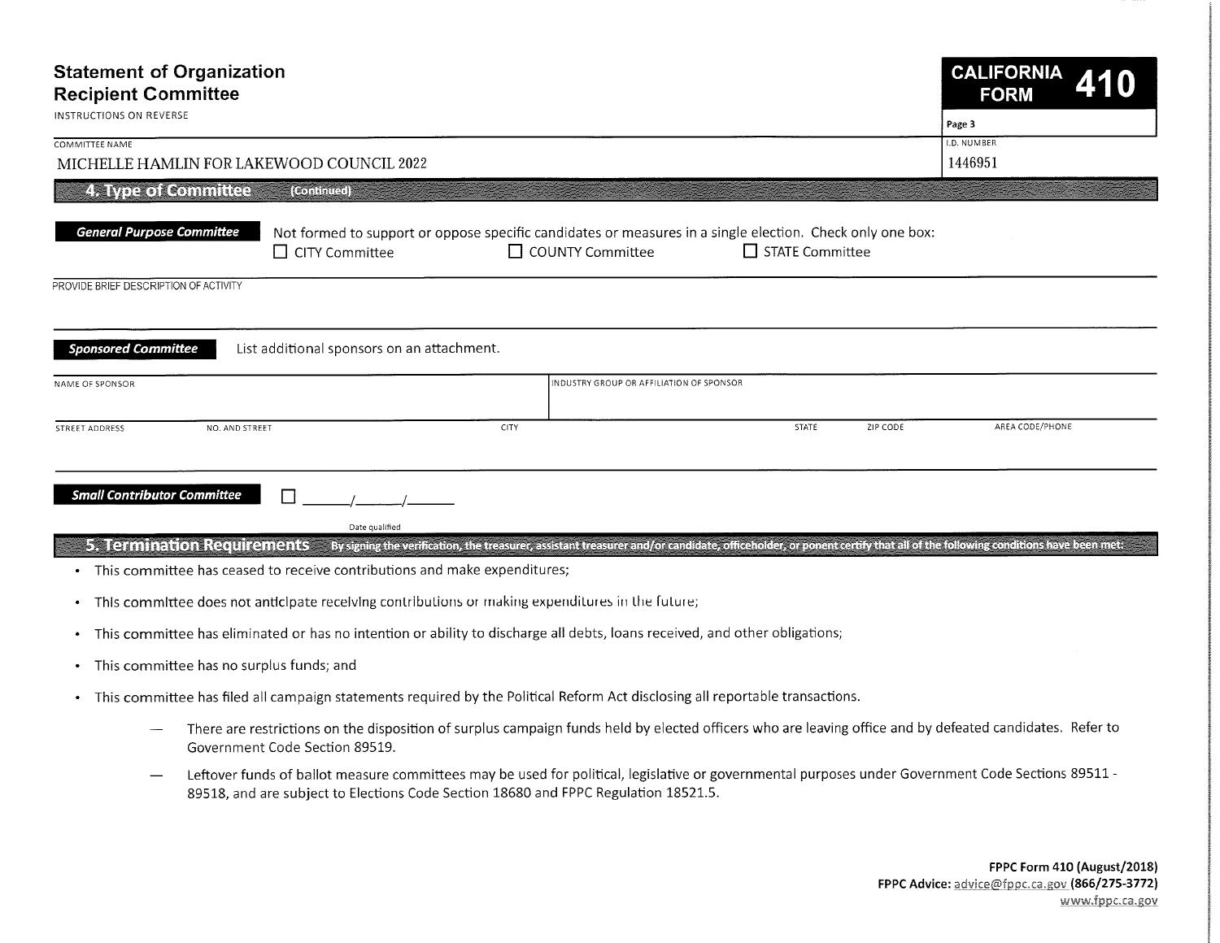# Statement of Organization
## Recipient Committee

INSTRUCTIONS ON REVERSE

**CALIFORNIA FORM 410**

Page 3

COMMITTEE NAME

MICHELLE HAMLIN FOR LAKEWOOD COUNCIL 2022

I.D. NUMBER

1446951

## 4. Type of Committee (Continued)

**General Purpose Committee**

Not formed to support or oppose specific candidates or measures in a single election. Check only one box:

☐ CITY Committee ☐ COUNTY Committee ☐ STATE Committee

PROVIDE BRIEF DESCRIPTION OF ACTIVITY

**Sponsored Committee**

List additional sponsors on an attachment.

NAME OF SPONSOR

INDUSTRY GROUP OR AFFILIATION OF SPONSOR

STREET ADDRESS NO. AND STREET CITY STATE ZIP CODE AREA CODE/PHONE

**Small Contributor Committee**

☐ ____/____/____

Date qualified

## 5. Termination Requirements

By signing the verification, the treasurer, assistant treasurer and/or candidate, officeholder, or ponent certify that all of the following conditions have been met:

- This committee has ceased to receive contributions and make expenditures;
- This committee does not anticipate receiving contributions or making expenditures in the future;
- This committee has eliminated or has no intention or ability to discharge all debts, loans received, and other obligations;
- This committee has no surplus funds; and
- This committee has filed all campaign statements required by the Political Reform Act disclosing all reportable transactions.
    - There are restrictions on the disposition of surplus campaign funds held by elected officers who are leaving office and by defeated candidates. Refer to Government Code Section 89519.
    - Leftover funds of ballot measure committees may be used for political, legislative or governmental purposes under Government Code Sections 89511 - 89518, and are subject to Elections Code Section 18680 and FPPC Regulation 18521.5.

FPPC Form 410 (August/2018)
FPPC Advice: advice@fppc.ca.gov (866/275-3772)
www.fppc.ca.gov